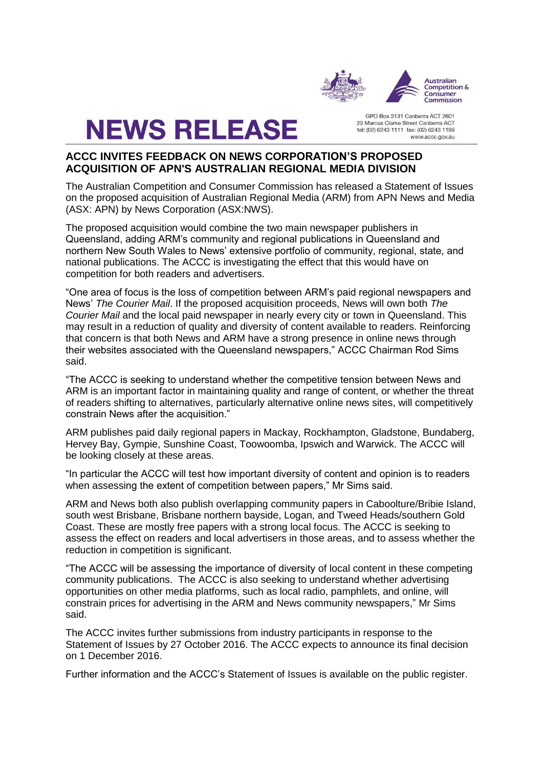Australian Competition & Consumer Commission

# NEWS RELEASE

GPO Box 3131 Canberra ACT 2601
23 Marcus Clarke Street Canberra ACT
tel: (02) 6243 1111 fax: (02) 6243 1199
www.accc.gov.au

## ACCC INVITES FEEDBACK ON NEWS CORPORATION'S PROPOSED ACQUISITION OF APN'S AUSTRALIAN REGIONAL MEDIA DIVISION

The Australian Competition and Consumer Commission has released a Statement of Issues on the proposed acquisition of Australian Regional Media (ARM) from APN News and Media (ASX: APN) by News Corporation (ASX:NWS).

The proposed acquisition would combine the two main newspaper publishers in Queensland, adding ARM's community and regional publications in Queensland and northern New South Wales to News' extensive portfolio of community, regional, state, and national publications. The ACCC is investigating the effect that this would have on competition for both readers and advertisers.

"One area of focus is the loss of competition between ARM's paid regional newspapers and News' *The Courier Mail*. If the proposed acquisition proceeds, News will own both *The Courier Mail* and the local paid newspaper in nearly every city or town in Queensland. This may result in a reduction of quality and diversity of content available to readers. Reinforcing that concern is that both News and ARM have a strong presence in online news through their websites associated with the Queensland newspapers," ACCC Chairman Rod Sims said.

"The ACCC is seeking to understand whether the competitive tension between News and ARM is an important factor in maintaining quality and range of content, or whether the threat of readers shifting to alternatives, particularly alternative online news sites, will competitively constrain News after the acquisition."

ARM publishes paid daily regional papers in Mackay, Rockhampton, Gladstone, Bundaberg, Hervey Bay, Gympie, Sunshine Coast, Toowoomba, Ipswich and Warwick. The ACCC will be looking closely at these areas.

"In particular the ACCC will test how important diversity of content and opinion is to readers when assessing the extent of competition between papers," Mr Sims said.

ARM and News both also publish overlapping community papers in Caboolture/Bribie Island, south west Brisbane, Brisbane northern bayside, Logan, and Tweed Heads/southern Gold Coast. These are mostly free papers with a strong local focus. The ACCC is seeking to assess the effect on readers and local advertisers in those areas, and to assess whether the reduction in competition is significant.

"The ACCC will be assessing the importance of diversity of local content in these competing community publications. The ACCC is also seeking to understand whether advertising opportunities on other media platforms, such as local radio, pamphlets, and online, will constrain prices for advertising in the ARM and News community newspapers," Mr Sims said.

The ACCC invites further submissions from industry participants in response to the Statement of Issues by 27 October 2016. The ACCC expects to announce its final decision on 1 December 2016.

Further information and the ACCC's Statement of Issues is available on the public register.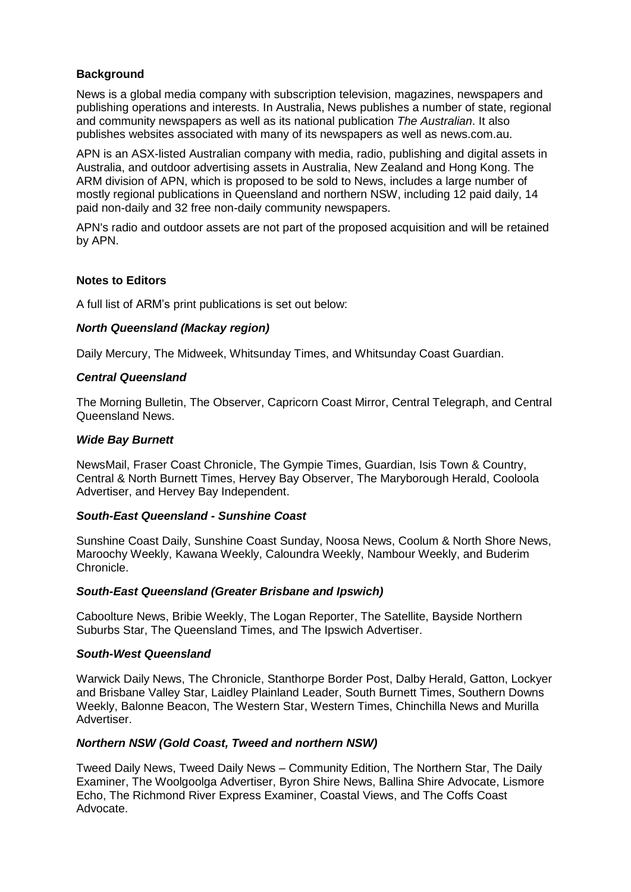**Background**

News is a global media company with subscription television, magazines, newspapers and publishing operations and interests. In Australia, News publishes a number of state, regional and community newspapers as well as its national publication *The Australian*. It also publishes websites associated with many of its newspapers as well as news.com.au.

APN is an ASX-listed Australian company with media, radio, publishing and digital assets in Australia, and outdoor advertising assets in Australia, New Zealand and Hong Kong. The ARM division of APN, which is proposed to be sold to News, includes a large number of mostly regional publications in Queensland and northern NSW, including 12 paid daily, 14 paid non-daily and 32 free non-daily community newspapers.

APN's radio and outdoor assets are not part of the proposed acquisition and will be retained by APN.

**Notes to Editors**

A full list of ARM's print publications is set out below:

***North Queensland (Mackay region)***

Daily Mercury, The Midweek, Whitsunday Times, and Whitsunday Coast Guardian.

***Central Queensland***

The Morning Bulletin, The Observer, Capricorn Coast Mirror, Central Telegraph, and Central Queensland News.

***Wide Bay Burnett***

NewsMail, Fraser Coast Chronicle, The Gympie Times, Guardian, Isis Town & Country, Central & North Burnett Times, Hervey Bay Observer, The Maryborough Herald, Cooloola Advertiser, and Hervey Bay Independent.

***South-East Queensland - Sunshine Coast***

Sunshine Coast Daily, Sunshine Coast Sunday, Noosa News, Coolum & North Shore News, Maroochy Weekly, Kawana Weekly, Caloundra Weekly, Nambour Weekly, and Buderim Chronicle.

***South-East Queensland (Greater Brisbane and Ipswich)***

Caboolture News, Bribie Weekly, The Logan Reporter, The Satellite, Bayside Northern Suburbs Star, The Queensland Times, and The Ipswich Advertiser.

***South-West Queensland***

Warwick Daily News, The Chronicle, Stanthorpe Border Post, Dalby Herald, Gatton, Lockyer and Brisbane Valley Star, Laidley Plainland Leader, South Burnett Times, Southern Downs Weekly, Balonne Beacon, The Western Star, Western Times, Chinchilla News and Murilla Advertiser.

***Northern NSW (Gold Coast, Tweed and northern NSW)***

Tweed Daily News, Tweed Daily News – Community Edition, The Northern Star, The Daily Examiner, The Woolgoolga Advertiser, Byron Shire News, Ballina Shire Advocate, Lismore Echo, The Richmond River Express Examiner, Coastal Views, and The Coffs Coast Advocate.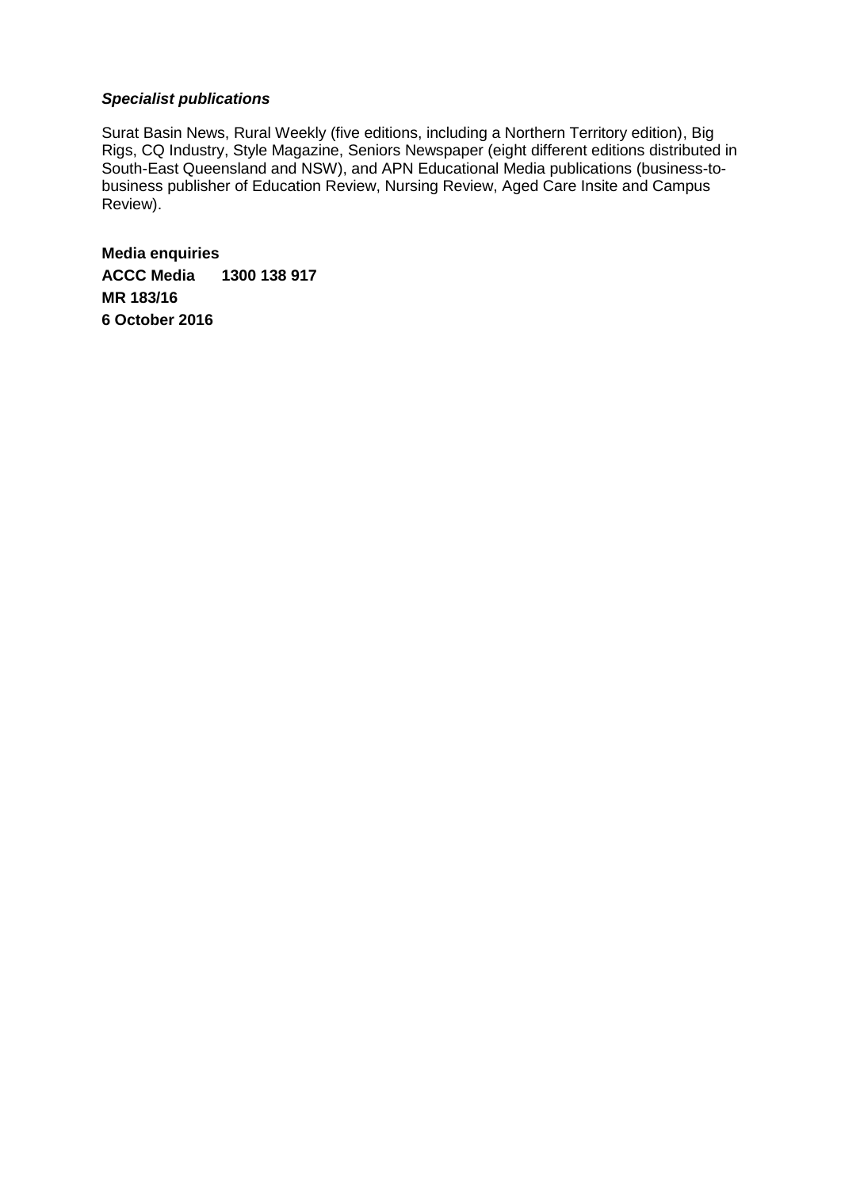***Specialist publications***

Surat Basin News, Rural Weekly (five editions, including a Northern Territory edition), Big Rigs, CQ Industry, Style Magazine, Seniors Newspaper (eight different editions distributed in South-East Queensland and NSW), and APN Educational Media publications (business-to-business publisher of Education Review, Nursing Review, Aged Care Insite and Campus Review).

**Media enquiries**
**ACCC Media 1300 138 917**
**MR 183/16**
**6 October 2016**